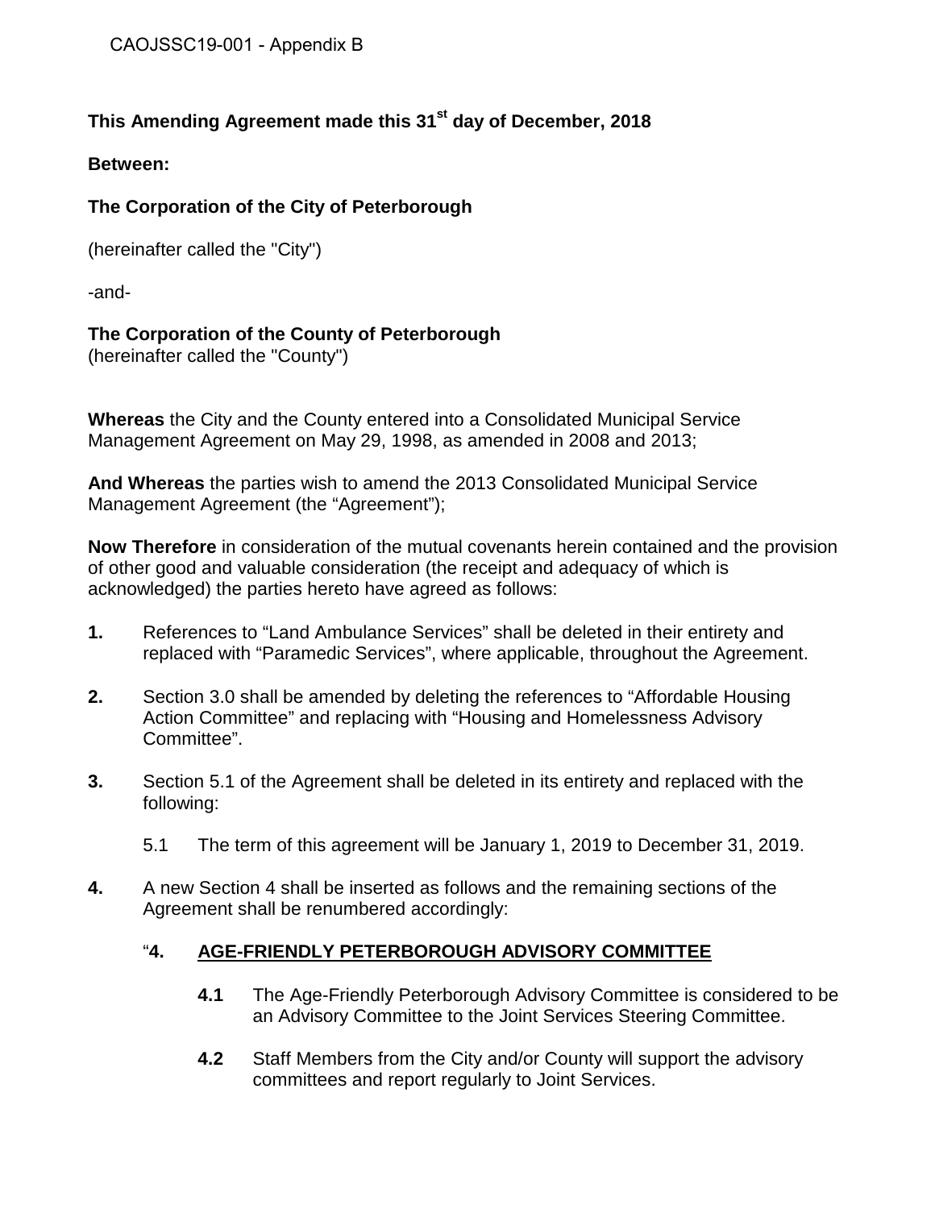CAOJSSC19-001 - Appendix B

**This Amending Agreement made this 31st day of December, 2018**

**Between:**

**The Corporation of the City of Peterborough**

(hereinafter called the "City")

-and-

**The Corporation of the County of Peterborough**
(hereinafter called the "County")

**Whereas** the City and the County entered into a Consolidated Municipal Service Management Agreement on May 29, 1998, as amended in 2008 and 2013;

**And Whereas** the parties wish to amend the 2013 Consolidated Municipal Service Management Agreement (the "Agreement");

**Now Therefore** in consideration of the mutual covenants herein contained and the provision of other good and valuable consideration (the receipt and adequacy of which is acknowledged) the parties hereto have agreed as follows:

**1.** References to "Land Ambulance Services" shall be deleted in their entirety and replaced with "Paramedic Services", where applicable, throughout the Agreement.

**2.** Section 3.0 shall be amended by deleting the references to "Affordable Housing Action Committee" and replacing with "Housing and Homelessness Advisory Committee".

**3.** Section 5.1 of the Agreement shall be deleted in its entirety and replaced with the following:

5.1 The term of this agreement will be January 1, 2019 to December 31, 2019.

**4.** A new Section 4 shall be inserted as follows and the remaining sections of the Agreement shall be renumbered accordingly:

"**4. AGE-FRIENDLY PETERBOROUGH ADVISORY COMMITTEE**

**4.1** The Age-Friendly Peterborough Advisory Committee is considered to be an Advisory Committee to the Joint Services Steering Committee.

**4.2** Staff Members from the City and/or County will support the advisory committees and report regularly to Joint Services.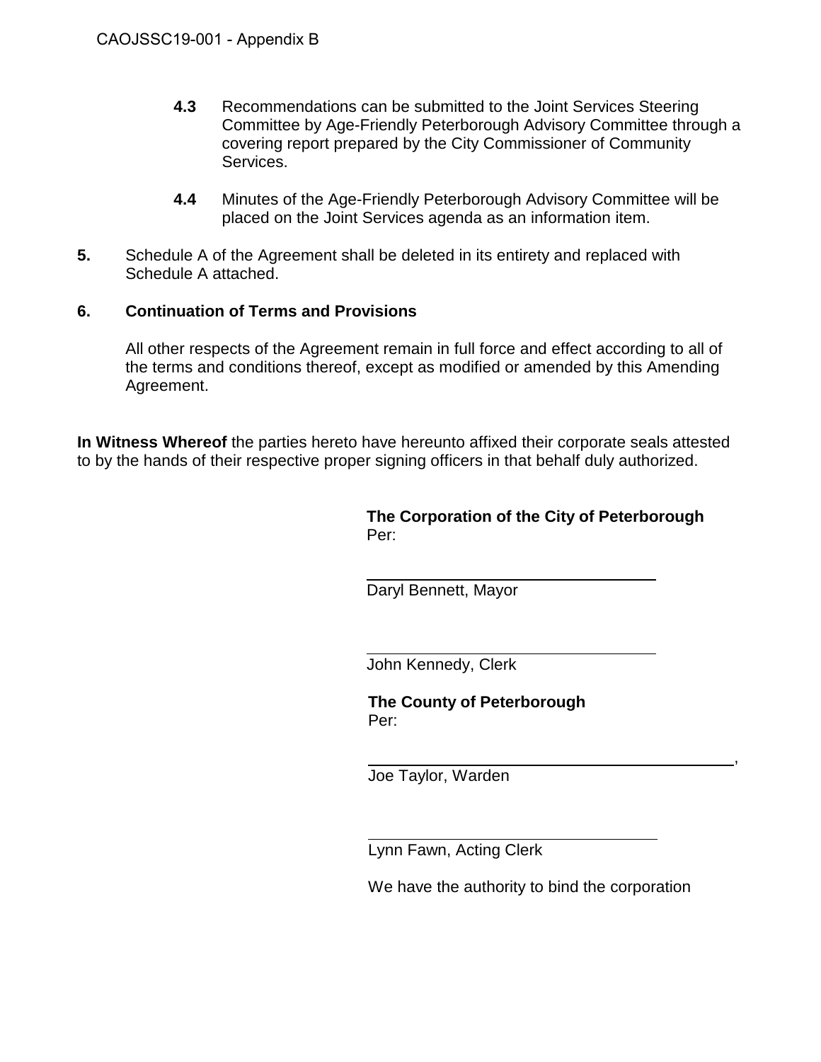**4.3** Recommendations can be submitted to the Joint Services Steering Committee by Age-Friendly Peterborough Advisory Committee through a covering report prepared by the City Commissioner of Community Services.

**4.4** Minutes of the Age-Friendly Peterborough Advisory Committee will be placed on the Joint Services agenda as an information item.

**5.** Schedule A of the Agreement shall be deleted in its entirety and replaced with Schedule A attached.

**6. Continuation of Terms and Provisions**

All other respects of the Agreement remain in full force and effect according to all of the terms and conditions thereof, except as modified or amended by this Amending Agreement.

**In Witness Whereof** the parties hereto have hereunto affixed their corporate seals attested to by the hands of their respective proper signing officers in that behalf duly authorized.

**The Corporation of the City of Peterborough**
Per:

\_\_\_\_\_\_\_\_\_\_\_\_\_\_\_\_\_\_\_\_\_\_\_\_\_\_\_\_\_\_\_\_\_\_
Daryl Bennett, Mayor

\_\_\_\_\_\_\_\_\_\_\_\_\_\_\_\_\_\_\_\_\_\_\_\_\_\_\_\_\_\_\_\_\_\_
John Kennedy, Clerk

**The County of Peterborough**
Per:

\_\_\_\_\_\_\_\_\_\_\_\_\_\_\_\_\_\_\_\_\_\_\_\_\_\_\_\_\_\_\_\_\_\_\_\_\_\_\_\_,
Joe Taylor, Warden

\_\_\_\_\_\_\_\_\_\_\_\_\_\_\_\_\_\_\_\_\_\_\_\_\_\_\_\_\_\_\_\_\_\_
Lynn Fawn, Acting Clerk

We have the authority to bind the corporation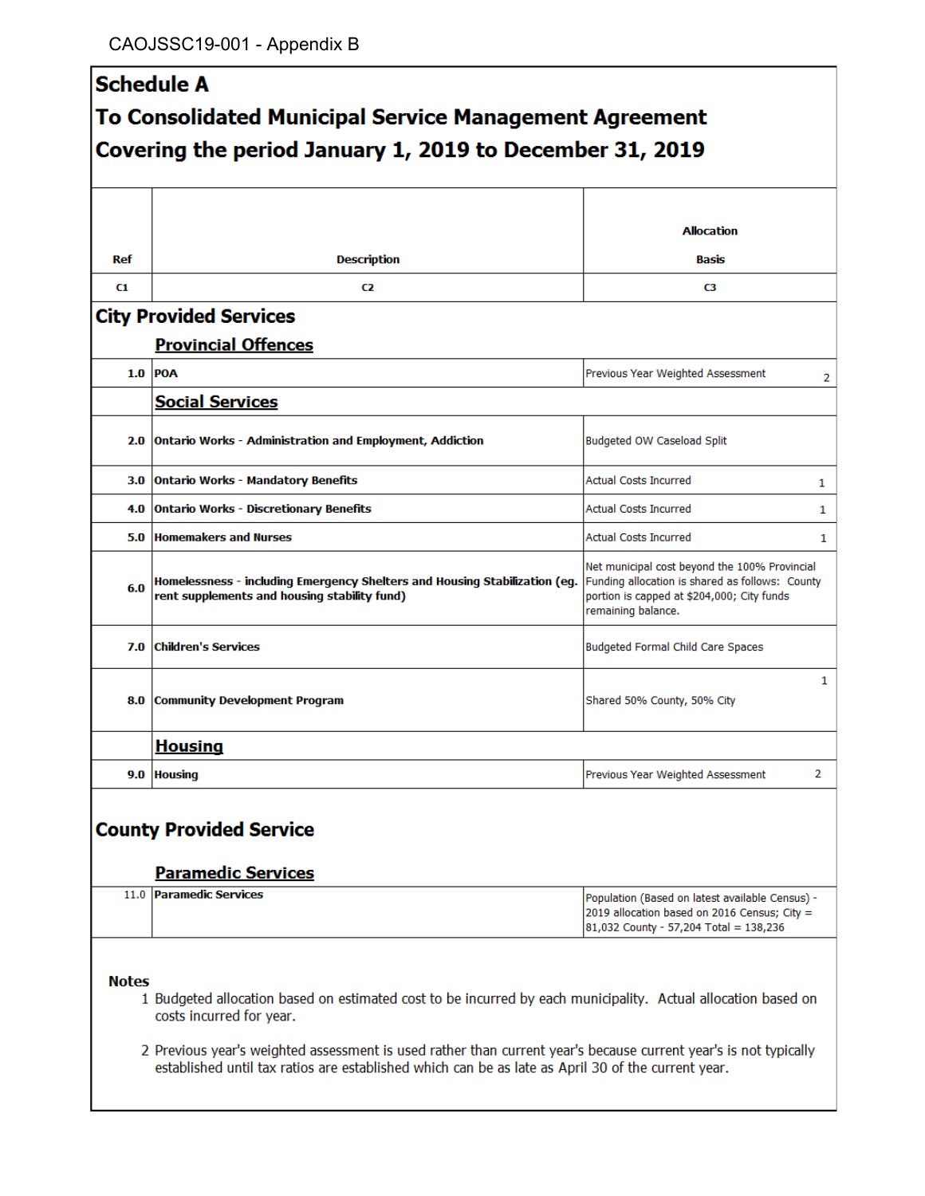CAOJSSC19-001 - Appendix B

# Schedule A

# To Consolidated Municipal Service Management Agreement

# Covering the period January 1, 2019 to December 31, 2019

| Ref | Description | Allocation Basis | |
|---|---|---|---|
| C1 | C2 | C3 | |
| **City Provided Services** | | | |
| | **Provincial Offences** | | |
| 1.0 | POA | Previous Year Weighted Assessment | 2 |
| | **Social Services** | | |
| 2.0 | Ontario Works - Administration and Employment, Addiction | Budgeted OW Caseload Split | |
| 3.0 | Ontario Works - Mandatory Benefits | Actual Costs Incurred | 1 |
| 4.0 | Ontario Works - Discretionary Benefits | Actual Costs Incurred | 1 |
| 5.0 | Homemakers and Nurses | Actual Costs Incurred | 1 |
| 6.0 | Homelessness - including Emergency Shelters and Housing Stabilization (eg. rent supplements and housing stability fund) | Net municipal cost beyond the 100% Provincial Funding allocation is shared as follows: County portion is capped at $204,000; City funds remaining balance. | |
| 7.0 | Children's Services | Budgeted Formal Child Care Spaces | |
| 8.0 | Community Development Program | Shared 50% County, 50% City | 1 |
| | **Housing** | | |
| 9.0 | Housing | Previous Year Weighted Assessment | 2 |
| **County Provided Service** | | | |
| | **Paramedic Services** | | |
| 11.0 | Paramedic Services | Population (Based on latest available Census) - 2019 allocation based on 2016 Census; City = 81,032 County - 57,204 Total = 138,236 | |

**Notes**

1. Budgeted allocation based on estimated cost to be incurred by each municipality. Actual allocation based on costs incurred for year.
2. Previous year's weighted assessment is used rather than current year's because current year's is not typically established until tax ratios are established which can be as late as April 30 of the current year.